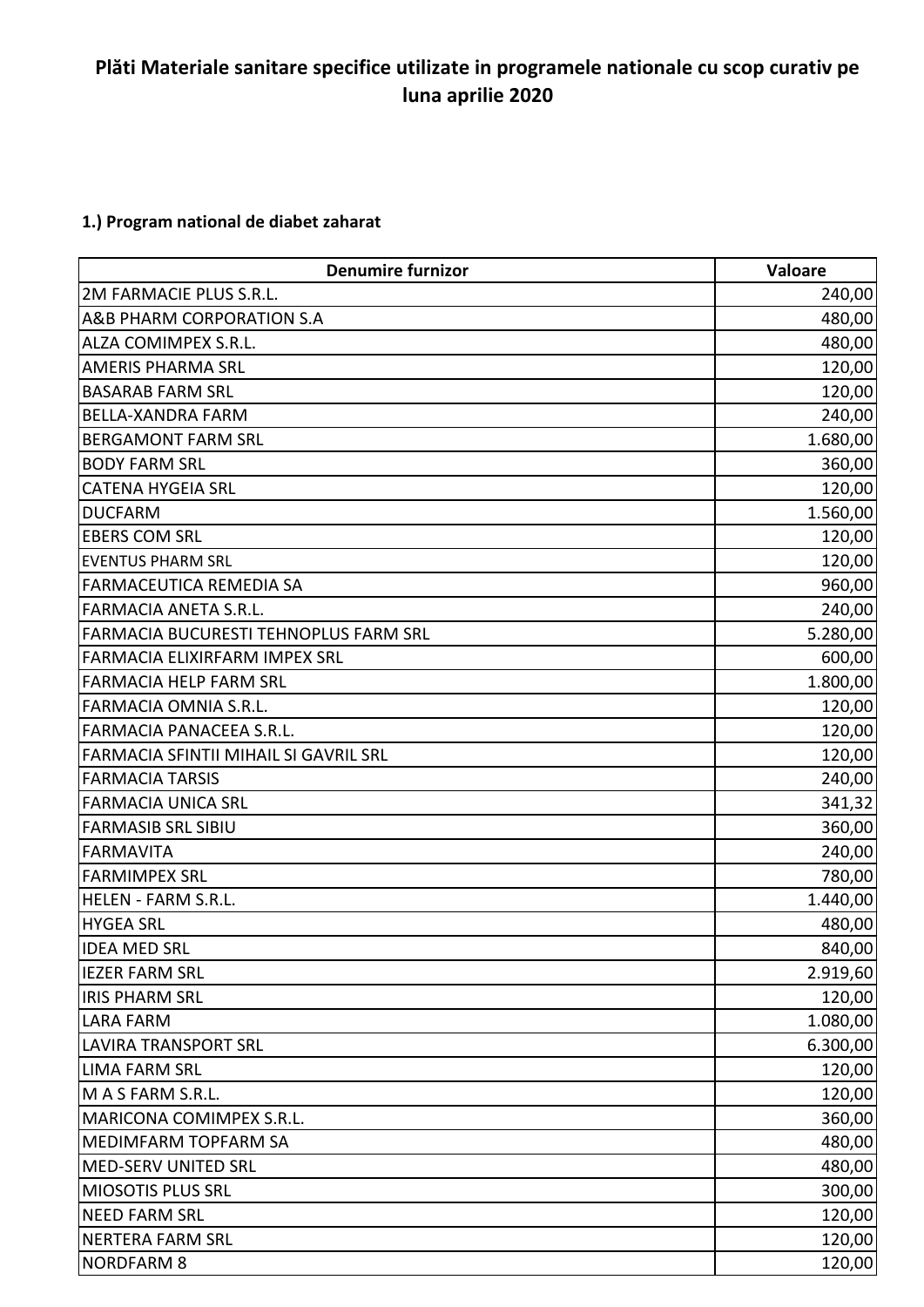# Plăti Materiale sanitare specifice utilizate in programele nationale cu scop curativ pe luna aprilie 2020

**1.) Program national de diabet zaharat**

| Denumire furnizor | Valoare |
|---|---:|
| 2M FARMACIE PLUS S.R.L. | 240,00 |
| A&B PHARM CORPORATION S.A | 480,00 |
| ALZA COMIMPEX S.R.L. | 480,00 |
| AMERIS PHARMA SRL | 120,00 |
| BASARAB FARM SRL | 120,00 |
| BELLA-XANDRA FARM | 240,00 |
| BERGAMONT FARM SRL | 1.680,00 |
| BODY FARM SRL | 360,00 |
| CATENA HYGEIA SRL | 120,00 |
| DUCFARM | 1.560,00 |
| EBERS COM SRL | 120,00 |
| EVENTUS PHARM SRL | 120,00 |
| FARMACEUTICA REMEDIA SA | 960,00 |
| FARMACIA ANETA S.R.L. | 240,00 |
| FARMACIA BUCURESTI TEHNOPLUS FARM SRL | 5.280,00 |
| FARMACIA ELIXIRFARM IMPEX SRL | 600,00 |
| FARMACIA HELP FARM SRL | 1.800,00 |
| FARMACIA OMNIA S.R.L. | 120,00 |
| FARMACIA PANACEEA S.R.L. | 120,00 |
| FARMACIA SFINTII MIHAIL SI GAVRIL SRL | 120,00 |
| FARMACIA TARSIS | 240,00 |
| FARMACIA UNICA SRL | 341,32 |
| FARMASIB SRL SIBIU | 360,00 |
| FARMAVITA | 240,00 |
| FARMIMPEX SRL | 780,00 |
| HELEN - FARM S.R.L. | 1.440,00 |
| HYGEA SRL | 480,00 |
| IDEA MED SRL | 840,00 |
| IEZER FARM SRL | 2.919,60 |
| IRIS PHARM SRL | 120,00 |
| LARA FARM | 1.080,00 |
| LAVIRA TRANSPORT SRL | 6.300,00 |
| LIMA FARM SRL | 120,00 |
| M A S FARM S.R.L. | 120,00 |
| MARICONA COMIMPEX S.R.L. | 360,00 |
| MEDIMFARM TOPFARM SA | 480,00 |
| MED-SERV UNITED SRL | 480,00 |
| MIOSOTIS PLUS SRL | 300,00 |
| NEED FARM SRL | 120,00 |
| NERTERA FARM SRL | 120,00 |
| NORDFARM 8 | 120,00 |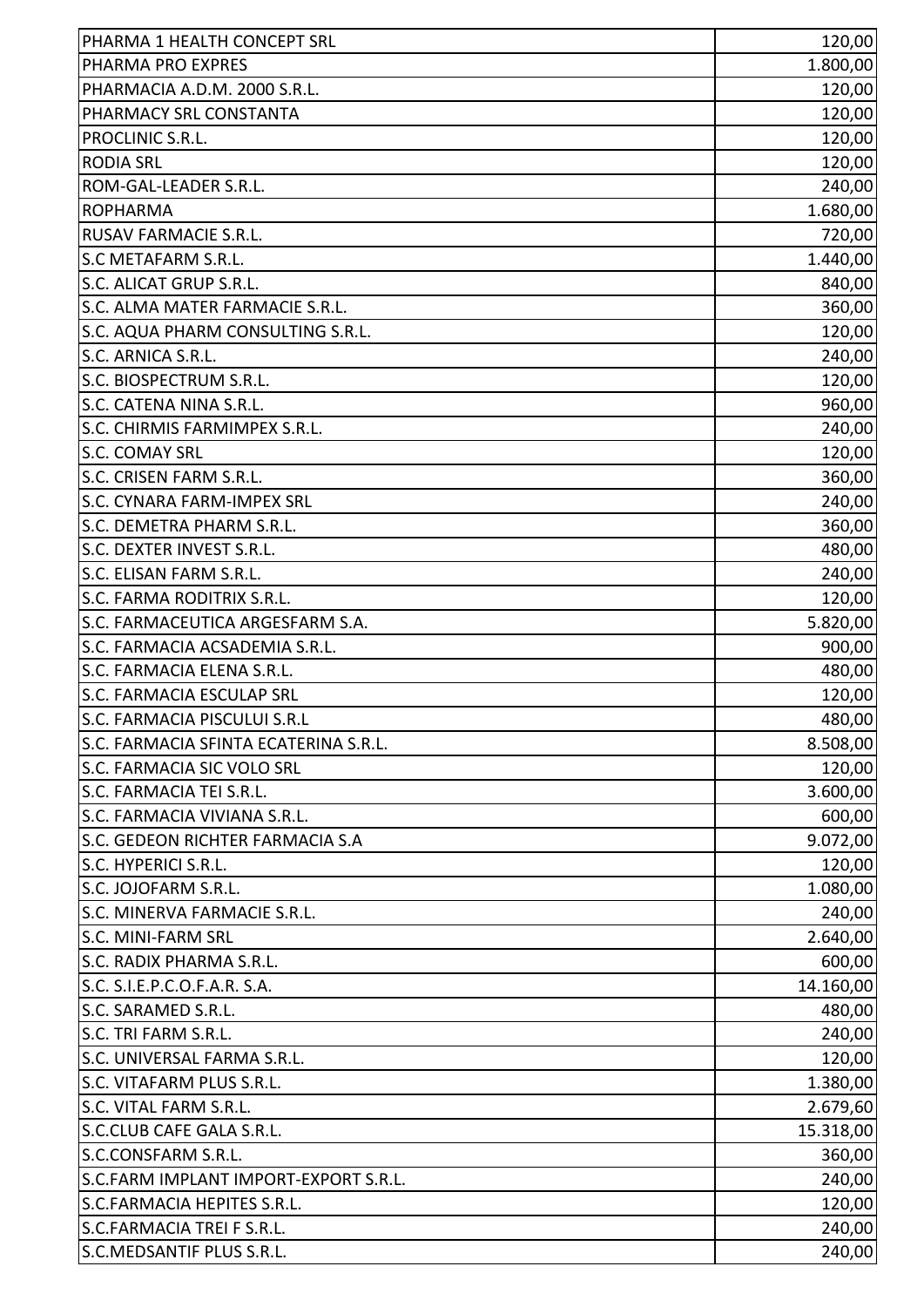| | |
|---|---|
| PHARMA 1 HEALTH CONCEPT SRL | 120,00 |
| PHARMA PRO EXPRES | 1.800,00 |
| PHARMACIA A.D.M. 2000 S.R.L. | 120,00 |
| PHARMACY SRL CONSTANTA | 120,00 |
| PROCLINIC S.R.L. | 120,00 |
| RODIA SRL | 120,00 |
| ROM-GAL-LEADER S.R.L. | 240,00 |
| ROPHARMA | 1.680,00 |
| RUSAV FARMACIE S.R.L. | 720,00 |
| S.C METAFARM S.R.L. | 1.440,00 |
| S.C. ALICAT GRUP S.R.L. | 840,00 |
| S.C. ALMA MATER FARMACIE S.R.L. | 360,00 |
| S.C. AQUA PHARM CONSULTING S.R.L. | 120,00 |
| S.C. ARNICA S.R.L. | 240,00 |
| S.C. BIOSPECTRUM S.R.L. | 120,00 |
| S.C. CATENA NINA S.R.L. | 960,00 |
| S.C. CHIRMIS FARMIMPEX S.R.L. | 240,00 |
| S.C. COMAY SRL | 120,00 |
| S.C. CRISEN FARM S.R.L. | 360,00 |
| S.C. CYNARA FARM-IMPEX SRL | 240,00 |
| S.C. DEMETRA PHARM S.R.L. | 360,00 |
| S.C. DEXTER INVEST S.R.L. | 480,00 |
| S.C. ELISAN FARM S.R.L. | 240,00 |
| S.C. FARMA RODITRIX S.R.L. | 120,00 |
| S.C. FARMACEUTICA ARGESFARM S.A. | 5.820,00 |
| S.C. FARMACIA ACSADEMIA S.R.L. | 900,00 |
| S.C. FARMACIA ELENA S.R.L. | 480,00 |
| S.C. FARMACIA ESCULAP SRL | 120,00 |
| S.C. FARMACIA PISCULUI S.R.L | 480,00 |
| S.C. FARMACIA SFINTA ECATERINA S.R.L. | 8.508,00 |
| S.C. FARMACIA SIC VOLO SRL | 120,00 |
| S.C. FARMACIA TEI S.R.L. | 3.600,00 |
| S.C. FARMACIA VIVIANA S.R.L. | 600,00 |
| S.C. GEDEON RICHTER FARMACIA S.A | 9.072,00 |
| S.C. HYPERICI S.R.L. | 120,00 |
| S.C. JOJOFARM S.R.L. | 1.080,00 |
| S.C. MINERVA FARMACIE S.R.L. | 240,00 |
| S.C. MINI-FARM SRL | 2.640,00 |
| S.C. RADIX PHARMA S.R.L. | 600,00 |
| S.C. S.I.E.P.C.O.F.A.R. S.A. | 14.160,00 |
| S.C. SARAMED S.R.L. | 480,00 |
| S.C. TRI FARM S.R.L. | 240,00 |
| S.C. UNIVERSAL FARMA S.R.L. | 120,00 |
| S.C. VITAFARM PLUS S.R.L. | 1.380,00 |
| S.C. VITAL FARM S.R.L. | 2.679,60 |
| S.C.CLUB CAFE GALA S.R.L. | 15.318,00 |
| S.C.CONSFARM S.R.L. | 360,00 |
| S.C.FARM IMPLANT IMPORT-EXPORT S.R.L. | 240,00 |
| S.C.FARMACIA HEPITES S.R.L. | 120,00 |
| S.C.FARMACIA TREI F S.R.L. | 240,00 |
| S.C.MEDSANTIF PLUS S.R.L. | 240,00 |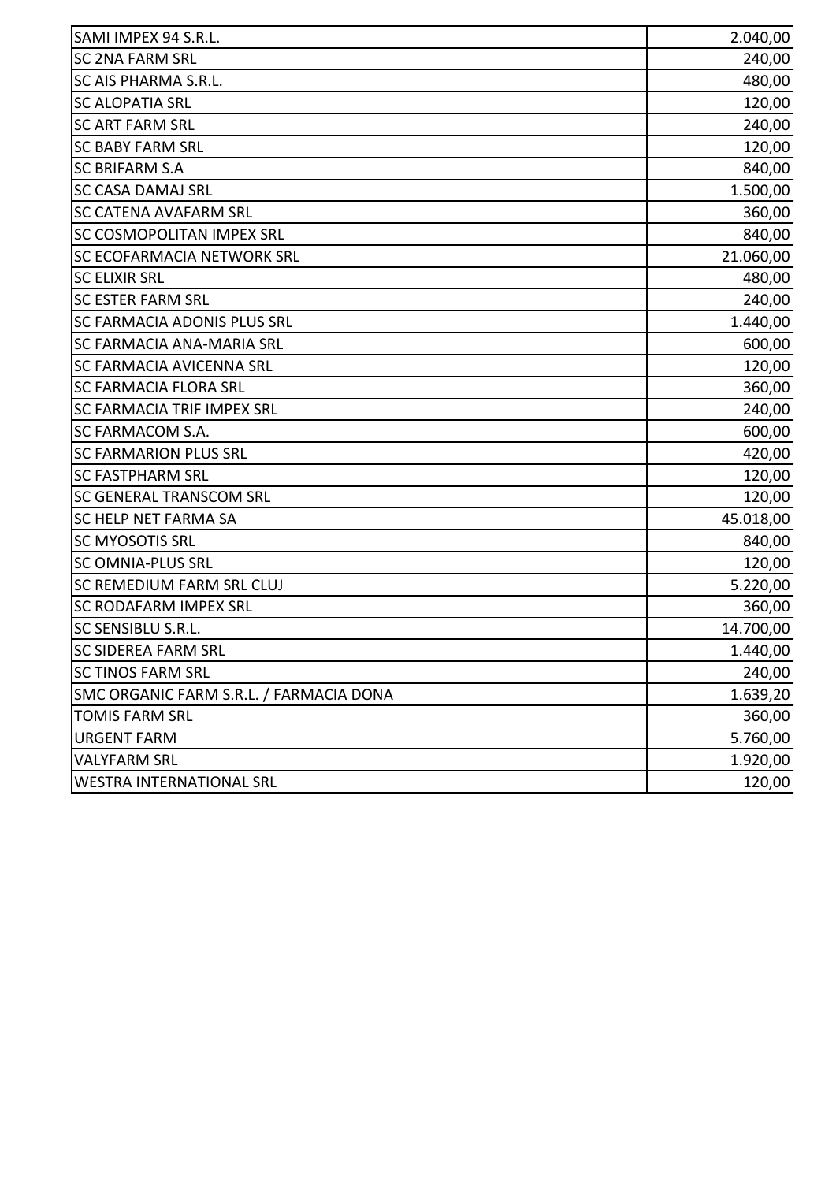| | |
|---|---|
| SAMI IMPEX 94 S.R.L. | 2.040,00 |
| SC 2NA FARM SRL | 240,00 |
| SC AIS PHARMA S.R.L. | 480,00 |
| SC ALOPATIA SRL | 120,00 |
| SC ART FARM SRL | 240,00 |
| SC BABY FARM SRL | 120,00 |
| SC BRIFARM S.A | 840,00 |
| SC CASA DAMAJ SRL | 1.500,00 |
| SC CATENA AVAFARM SRL | 360,00 |
| SC COSMOPOLITAN IMPEX SRL | 840,00 |
| SC ECOFARMACIA NETWORK SRL | 21.060,00 |
| SC ELIXIR SRL | 480,00 |
| SC ESTER FARM SRL | 240,00 |
| SC FARMACIA ADONIS PLUS SRL | 1.440,00 |
| SC FARMACIA ANA-MARIA SRL | 600,00 |
| SC FARMACIA AVICENNA SRL | 120,00 |
| SC FARMACIA FLORA SRL | 360,00 |
| SC FARMACIA TRIF IMPEX SRL | 240,00 |
| SC FARMACOM S.A. | 600,00 |
| SC FARMARION PLUS SRL | 420,00 |
| SC FASTPHARM SRL | 120,00 |
| SC GENERAL TRANSCOM SRL | 120,00 |
| SC HELP NET FARMA SA | 45.018,00 |
| SC MYOSOTIS SRL | 840,00 |
| SC OMNIA-PLUS SRL | 120,00 |
| SC REMEDIUM FARM SRL CLUJ | 5.220,00 |
| SC RODAFARM IMPEX SRL | 360,00 |
| SC SENSIBLU S.R.L. | 14.700,00 |
| SC SIDEREA FARM SRL | 1.440,00 |
| SC TINOS FARM SRL | 240,00 |
| SMC ORGANIC FARM S.R.L. / FARMACIA DONA | 1.639,20 |
| TOMIS FARM SRL | 360,00 |
| URGENT FARM | 5.760,00 |
| VALYFARM SRL | 1.920,00 |
| WESTRA INTERNATIONAL SRL | 120,00 |